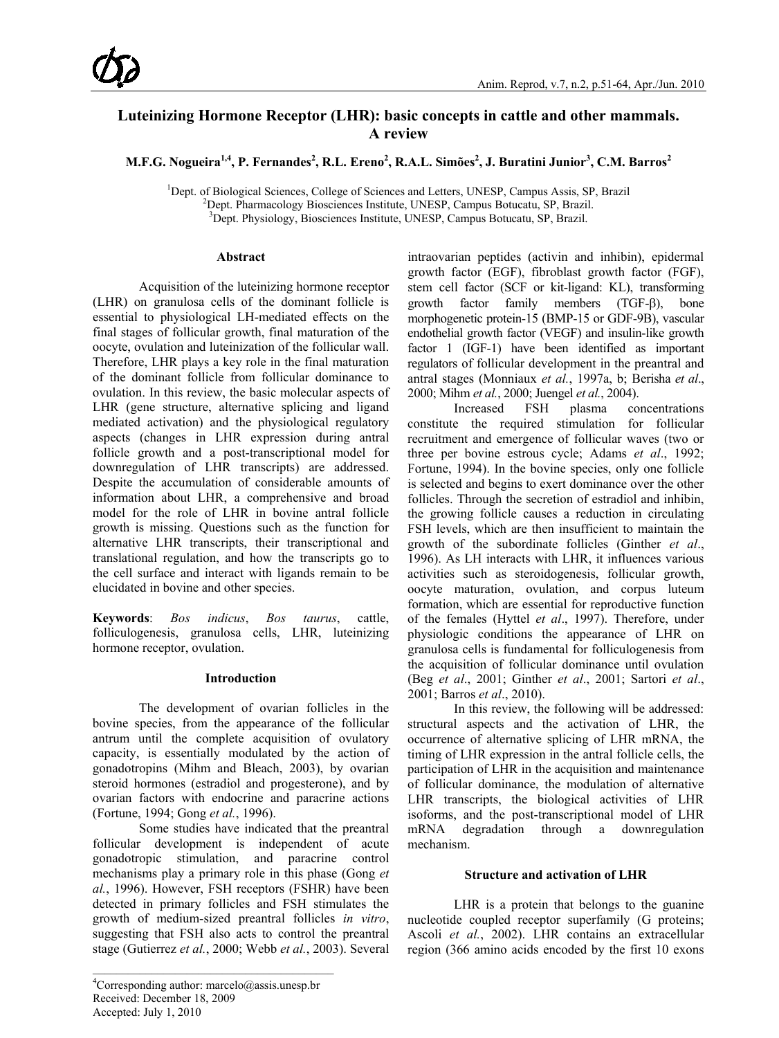# Luteinizing Hormone Receptor (LHR): basic concepts in cattle and other mammals. A review

M.F.G. Nogueira[1,4], P. Fernandes[2], R.L. Ereno[2], R.A.L. Simões[2], J. Buratini Junior[3], C.M. Barros[2]

[1]Dept. of Biological Sciences, College of Sciences and Letters, UNESP, Campus Assis, SP, Brazil
[2]Dept. Pharmacology Biosciences Institute, UNESP, Campus Botucatu, SP, Brazil.
[3]Dept. Physiology, Biosciences Institute, UNESP, Campus Botucatu, SP, Brazil.

### Abstract

Acquisition of the luteinizing hormone receptor (LHR) on granulosa cells of the dominant follicle is essential to physiological LH-mediated effects on the final stages of follicular growth, final maturation of the oocyte, ovulation and luteinization of the follicular wall. Therefore, LHR plays a key role in the final maturation of the dominant follicle from follicular dominance to ovulation. In this review, the basic molecular aspects of LHR (gene structure, alternative splicing and ligand mediated activation) and the physiological regulatory aspects (changes in LHR expression during antral follicle growth and a post-transcriptional model for downregulation of LHR transcripts) are addressed. Despite the accumulation of considerable amounts of information about LHR, a comprehensive and broad model for the role of LHR in bovine antral follicle growth is missing. Questions such as the function for alternative LHR transcripts, their transcriptional and translational regulation, and how the transcripts go to the cell surface and interact with ligands remain to be elucidated in bovine and other species.

**Keywords**: *Bos indicus*, *Bos taurus*, cattle, folliculogenesis, granulosa cells, LHR, luteinizing hormone receptor, ovulation.

### Introduction

The development of ovarian follicles in the bovine species, from the appearance of the follicular antrum until the complete acquisition of ovulatory capacity, is essentially modulated by the action of gonadotropins (Mihm and Bleach, 2003), by ovarian steroid hormones (estradiol and progesterone), and by ovarian factors with endocrine and paracrine actions (Fortune, 1994; Gong *et al.*, 1996).

Some studies have indicated that the preantral follicular development is independent of acute gonadotropic stimulation, and paracrine control mechanisms play a primary role in this phase (Gong *et al.*, 1996). However, FSH receptors (FSHR) have been detected in primary follicles and FSH stimulates the growth of medium-sized preantral follicles *in vitro*, suggesting that FSH also acts to control the preantral stage (Gutierrez *et al.*, 2000; Webb *et al.*, 2003). Several intraovarian peptides (activin and inhibin), epidermal growth factor (EGF), fibroblast growth factor (FGF), stem cell factor (SCF or kit-ligand: KL), transforming growth factor family members (TGF-β), bone morphogenetic protein-15 (BMP-15 or GDF-9B), vascular endothelial growth factor (VEGF) and insulin-like growth factor 1 (IGF-1) have been identified as important regulators of follicular development in the preantral and antral stages (Monniaux *et al.*, 1997a, b; Berisha *et al*., 2000; Mihm *et al.*, 2000; Juengel *et al.*, 2004).

Increased FSH plasma concentrations constitute the required stimulation for follicular recruitment and emergence of follicular waves (two or three per bovine estrous cycle; Adams *et al*., 1992; Fortune, 1994). In the bovine species, only one follicle is selected and begins to exert dominance over the other follicles. Through the secretion of estradiol and inhibin, the growing follicle causes a reduction in circulating FSH levels, which are then insufficient to maintain the growth of the subordinate follicles (Ginther *et al*., 1996). As LH interacts with LHR, it influences various activities such as steroidogenesis, follicular growth, oocyte maturation, ovulation, and corpus luteum formation, which are essential for reproductive function of the females (Hyttel *et al*., 1997). Therefore, under physiologic conditions the appearance of LHR on granulosa cells is fundamental for folliculogenesis from the acquisition of follicular dominance until ovulation (Beg *et al*., 2001; Ginther *et al*., 2001; Sartori *et al*., 2001; Barros *et al*., 2010).

In this review, the following will be addressed: structural aspects and the activation of LHR, the occurrence of alternative splicing of LHR mRNA, the timing of LHR expression in the antral follicle cells, the participation of LHR in the acquisition and maintenance of follicular dominance, the modulation of alternative LHR transcripts, the biological activities of LHR isoforms, and the post-transcriptional model of LHR mRNA degradation through a downregulation mechanism.

### Structure and activation of LHR

LHR is a protein that belongs to the guanine nucleotide coupled receptor superfamily (G proteins; Ascoli *et al.*, 2002). LHR contains an extracellular region (366 amino acids encoded by the first 10 exons

[4]Corresponding author: marcelo@assis.unesp.br
Received: December 18, 2009
Accepted: July 1, 2010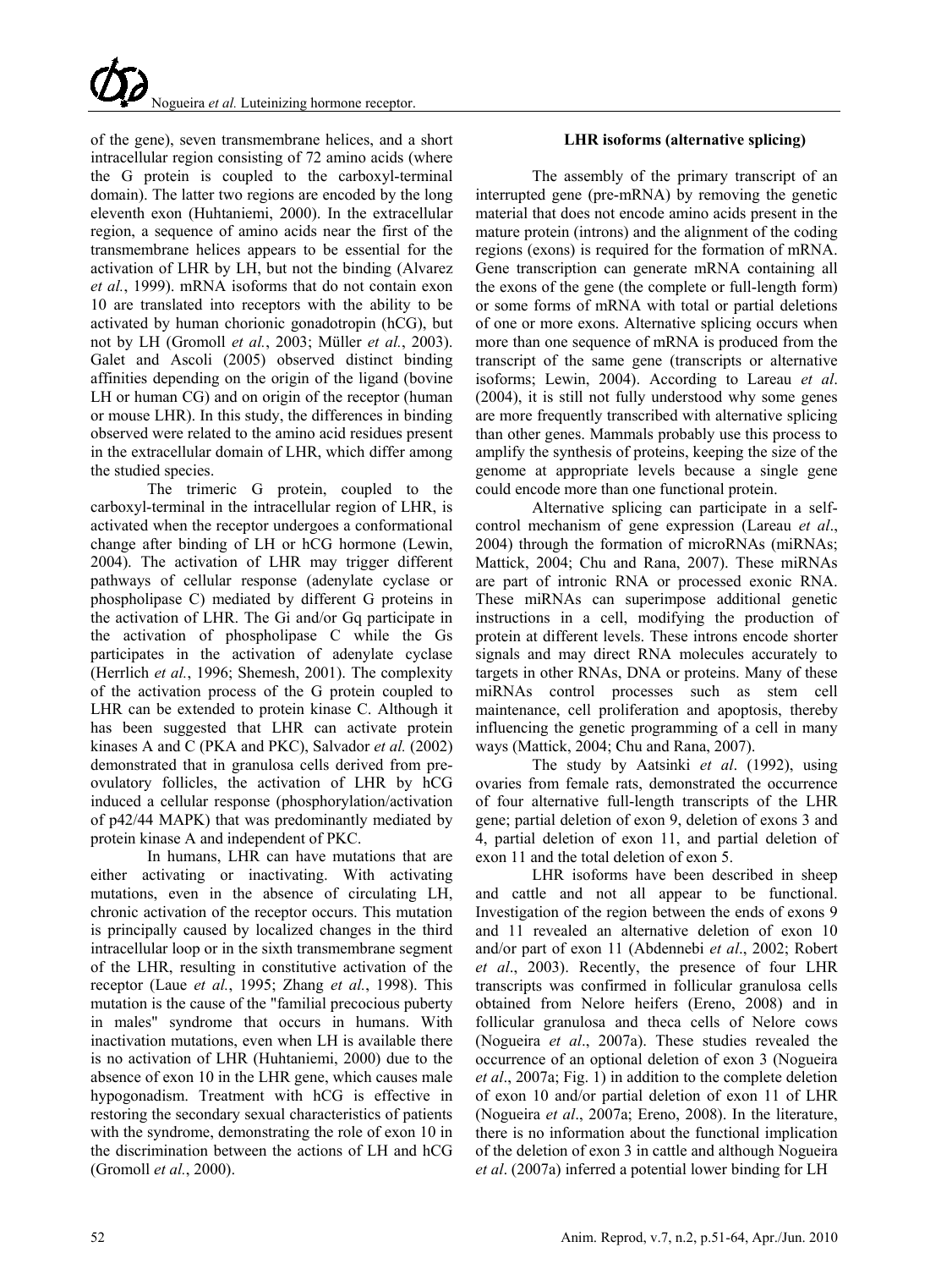of the gene), seven transmembrane helices, and a short intracellular region consisting of 72 amino acids (where the G protein is coupled to the carboxyl-terminal domain). The latter two regions are encoded by the long eleventh exon (Huhtaniemi, 2000). In the extracellular region, a sequence of amino acids near the first of the transmembrane helices appears to be essential for the activation of LHR by LH, but not the binding (Alvarez *et al.*, 1999). mRNA isoforms that do not contain exon 10 are translated into receptors with the ability to be activated by human chorionic gonadotropin (hCG), but not by LH (Gromoll *et al.*, 2003; Müller *et al.*, 2003). Galet and Ascoli (2005) observed distinct binding affinities depending on the origin of the ligand (bovine LH or human CG) and on origin of the receptor (human or mouse LHR). In this study, the differences in binding observed were related to the amino acid residues present in the extracellular domain of LHR, which differ among the studied species.

The trimeric G protein, coupled to the carboxyl-terminal in the intracellular region of LHR, is activated when the receptor undergoes a conformational change after binding of LH or hCG hormone (Lewin, 2004). The activation of LHR may trigger different pathways of cellular response (adenylate cyclase or phospholipase C) mediated by different G proteins in the activation of LHR. The Gi and/or Gq participate in the activation of phospholipase C while the Gs participates in the activation of adenylate cyclase (Herrlich *et al.*, 1996; Shemesh, 2001). The complexity of the activation process of the G protein coupled to LHR can be extended to protein kinase C. Although it has been suggested that LHR can activate protein kinases A and C (PKA and PKC), Salvador *et al.* (2002) demonstrated that in granulosa cells derived from pre-ovulatory follicles, the activation of LHR by hCG induced a cellular response (phosphorylation/activation of p42/44 MAPK) that was predominantly mediated by protein kinase A and independent of PKC.

In humans, LHR can have mutations that are either activating or inactivating. With activating mutations, even in the absence of circulating LH, chronic activation of the receptor occurs. This mutation is principally caused by localized changes in the third intracellular loop or in the sixth transmembrane segment of the LHR, resulting in constitutive activation of the receptor (Laue *et al.*, 1995; Zhang *et al.*, 1998). This mutation is the cause of the "familial precocious puberty in males" syndrome that occurs in humans. With inactivation mutations, even when LH is available there is no activation of LHR (Huhtaniemi, 2000) due to the absence of exon 10 in the LHR gene, which causes male hypogonadism. Treatment with hCG is effective in restoring the secondary sexual characteristics of patients with the syndrome, demonstrating the role of exon 10 in the discrimination between the actions of LH and hCG (Gromoll *et al.*, 2000).

### LHR isoforms (alternative splicing)

The assembly of the primary transcript of an interrupted gene (pre-mRNA) by removing the genetic material that does not encode amino acids present in the mature protein (introns) and the alignment of the coding regions (exons) is required for the formation of mRNA. Gene transcription can generate mRNA containing all the exons of the gene (the complete or full-length form) or some forms of mRNA with total or partial deletions of one or more exons. Alternative splicing occurs when more than one sequence of mRNA is produced from the transcript of the same gene (transcripts or alternative isoforms; Lewin, 2004). According to Lareau *et al*. (2004), it is still not fully understood why some genes are more frequently transcribed with alternative splicing than other genes. Mammals probably use this process to amplify the synthesis of proteins, keeping the size of the genome at appropriate levels because a single gene could encode more than one functional protein.

Alternative splicing can participate in a self-control mechanism of gene expression (Lareau *et al*., 2004) through the formation of microRNAs (miRNAs; Mattick, 2004; Chu and Rana, 2007). These miRNAs are part of intronic RNA or processed exonic RNA. These miRNAs can superimpose additional genetic instructions in a cell, modifying the production of protein at different levels. These introns encode shorter signals and may direct RNA molecules accurately to targets in other RNAs, DNA or proteins. Many of these miRNAs control processes such as stem cell maintenance, cell proliferation and apoptosis, thereby influencing the genetic programming of a cell in many ways (Mattick, 2004; Chu and Rana, 2007).

The study by Aatsinki *et al*. (1992), using ovaries from female rats, demonstrated the occurrence of four alternative full-length transcripts of the LHR gene; partial deletion of exon 9, deletion of exons 3 and 4, partial deletion of exon 11, and partial deletion of exon 11 and the total deletion of exon 5.

LHR isoforms have been described in sheep and cattle and not all appear to be functional. Investigation of the region between the ends of exons 9 and 11 revealed an alternative deletion of exon 10 and/or part of exon 11 (Abdennebi *et al*., 2002; Robert *et al*., 2003). Recently, the presence of four LHR transcripts was confirmed in follicular granulosa cells obtained from Nelore heifers (Ereno, 2008) and in follicular granulosa and theca cells of Nelore cows (Nogueira *et al*., 2007a). These studies revealed the occurrence of an optional deletion of exon 3 (Nogueira *et al*., 2007a; Fig. 1) in addition to the complete deletion of exon 10 and/or partial deletion of exon 11 of LHR (Nogueira *et al*., 2007a; Ereno, 2008). In the literature, there is no information about the functional implication of the deletion of exon 3 in cattle and although Nogueira *et al*. (2007a) inferred a potential lower binding for LH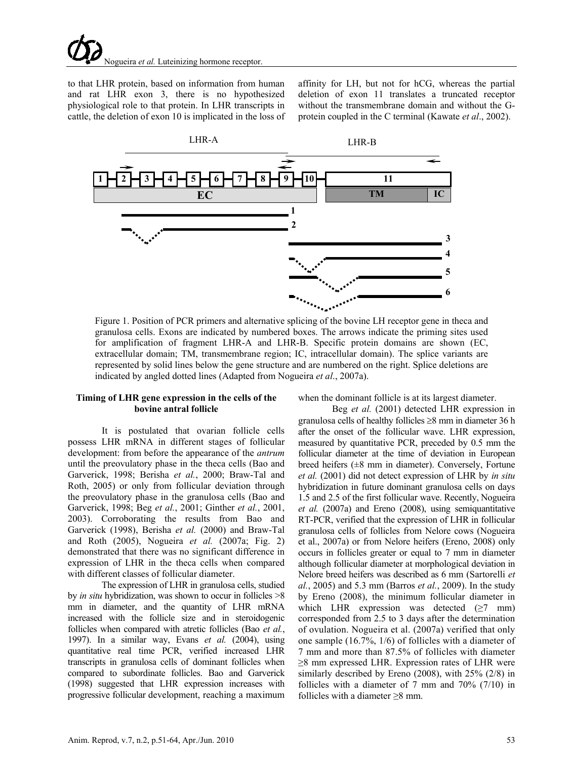to that LHR protein, based on information from human and rat LHR exon 3, there is no hypothesized physiological role to that protein. In LHR transcripts in cattle, the deletion of exon 10 is implicated in the loss of affinity for LH, but not for hCG, whereas the partial deletion of exon 11 translates a truncated receptor without the transmembrane domain and without the G-protein coupled in the C terminal (Kawate *et al*., 2002).

Figure 1. Position of PCR primers and alternative splicing of the bovine LH receptor gene in theca and granulosa cells. Exons are indicated by numbered boxes. The arrows indicate the priming sites used for amplification of fragment LHR-A and LHR-B. Specific protein domains are shown (EC, extracellular domain; TM, transmembrane region; IC, intracellular domain). The splice variants are represented by solid lines below the gene structure and are numbered on the right. Splice deletions are indicated by angled dotted lines (Adapted from Nogueira *et al*., 2007a).

## Timing of LHR gene expression in the cells of the bovine antral follicle

It is postulated that ovarian follicle cells possess LHR mRNA in different stages of follicular development: from before the appearance of the *antrum* until the preovulatory phase in the theca cells (Bao and Garverick, 1998; Berisha *et al.*, 2000; Braw-Tal and Roth, 2005) or only from follicular deviation through the preovulatory phase in the granulosa cells (Bao and Garverick, 1998; Beg *et al.*, 2001; Ginther *et al.*, 2001, 2003). Corroborating the results from Bao and Garverick (1998), Berisha *et al.* (2000) and Braw-Tal and Roth (2005), Nogueira *et al.* (2007a; Fig. 2) demonstrated that there was no significant difference in expression of LHR in the theca cells when compared with different classes of follicular diameter.

The expression of LHR in granulosa cells, studied by *in situ* hybridization, was shown to occur in follicles >8 mm in diameter, and the quantity of LHR mRNA increased with the follicle size and in steroidogenic follicles when compared with atretic follicles (Bao *et al.*, 1997). In a similar way, Evans *et al.* (2004), using quantitative real time PCR, verified increased LHR transcripts in granulosa cells of dominant follicles when compared to subordinate follicles. Bao and Garverick (1998) suggested that LHR expression increases with progressive follicular development, reaching a maximum when the dominant follicle is at its largest diameter.

Beg *et al.* (2001) detected LHR expression in granulosa cells of healthy follicles ≥8 mm in diameter 36 h after the onset of the follicular wave. LHR expression, measured by quantitative PCR, preceded by 0.5 mm the follicular diameter at the time of deviation in European breed heifers (±8 mm in diameter). Conversely, Fortune *et al.* (2001) did not detect expression of LHR by *in situ* hybridization in future dominant granulosa cells on days 1.5 and 2.5 of the first follicular wave. Recently, Nogueira *et al.* (2007a) and Ereno (2008), using semiquantitative RT-PCR, verified that the expression of LHR in follicular granulosa cells of follicles from Nelore cows (Nogueira et al., 2007a) or from Nelore heifers (Ereno, 2008) only occurs in follicles greater or equal to 7 mm in diameter although follicular diameter at morphological deviation in Nelore breed heifers was described as 6 mm (Sartorelli *et al.*, 2005) and 5.3 mm (Barros *et al.*, 2009). In the study by Ereno (2008), the minimum follicular diameter in which LHR expression was detected (≥7 mm) corresponded from 2.5 to 3 days after the determination of ovulation. Nogueira et al. (2007a) verified that only one sample (16.7%, 1/6) of follicles with a diameter of 7 mm and more than 87.5% of follicles with diameter ≥8 mm expressed LHR. Expression rates of LHR were similarly described by Ereno (2008), with 25% (2/8) in follicles with a diameter of 7 mm and 70% (7/10) in follicles with a diameter ≥8 mm.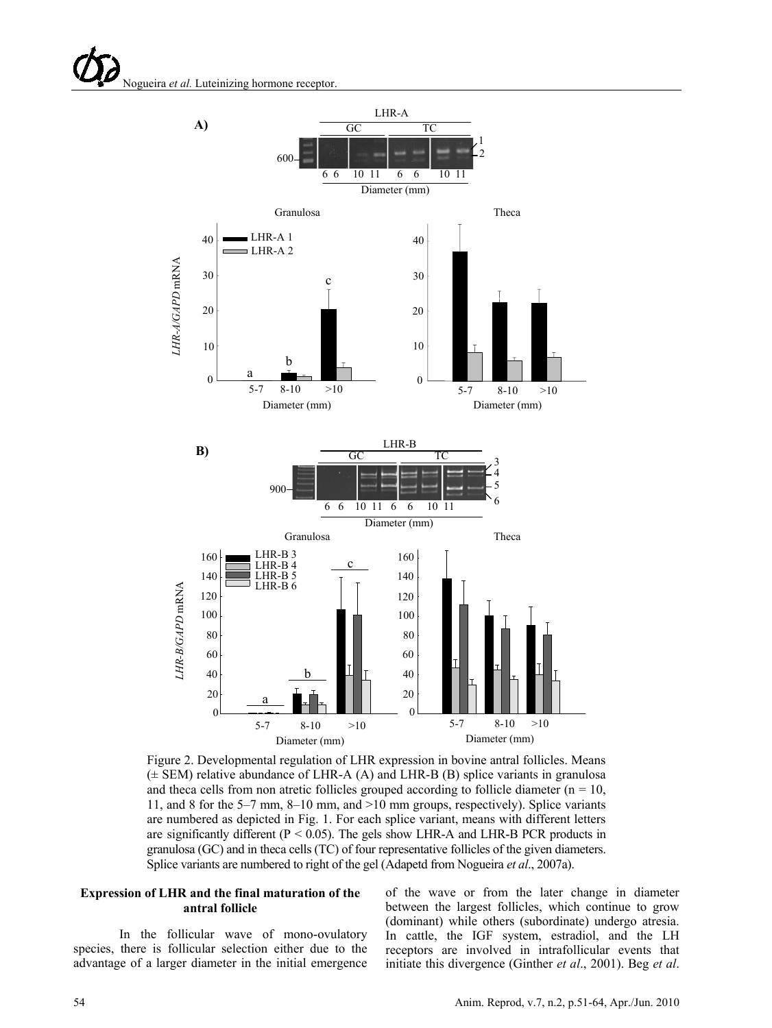Figure 2. Developmental regulation of LHR expression in bovine antral follicles. Means (± SEM) relative abundance of LHR-A (A) and LHR-B (B) splice variants in granulosa and theca cells from non atretic follicles grouped according to follicle diameter (n = 10, 11, and 8 for the 5–7 mm, 8–10 mm, and >10 mm groups, respectively). Splice variants are numbered as depicted in Fig. 1. For each splice variant, means with different letters are significantly different ($P < 0.05$). The gels show LHR-A and LHR-B PCR products in granulosa (GC) and in theca cells (TC) of four representative follicles of the given diameters. Splice variants are numbered to right of the gel (Adapetd from Nogueira *et al*., 2007a).

### Expression of LHR and the final maturation of the antral follicle

In the follicular wave of mono-ovulatory species, there is follicular selection either due to the advantage of a larger diameter in the initial emergence of the wave or from the later change in diameter between the largest follicles, which continue to grow (dominant) while others (subordinate) undergo atresia. In cattle, the IGF system, estradiol, and the LH receptors are involved in intrafollicular events that initiate this divergence (Ginther *et al*., 2001). Beg *et al*.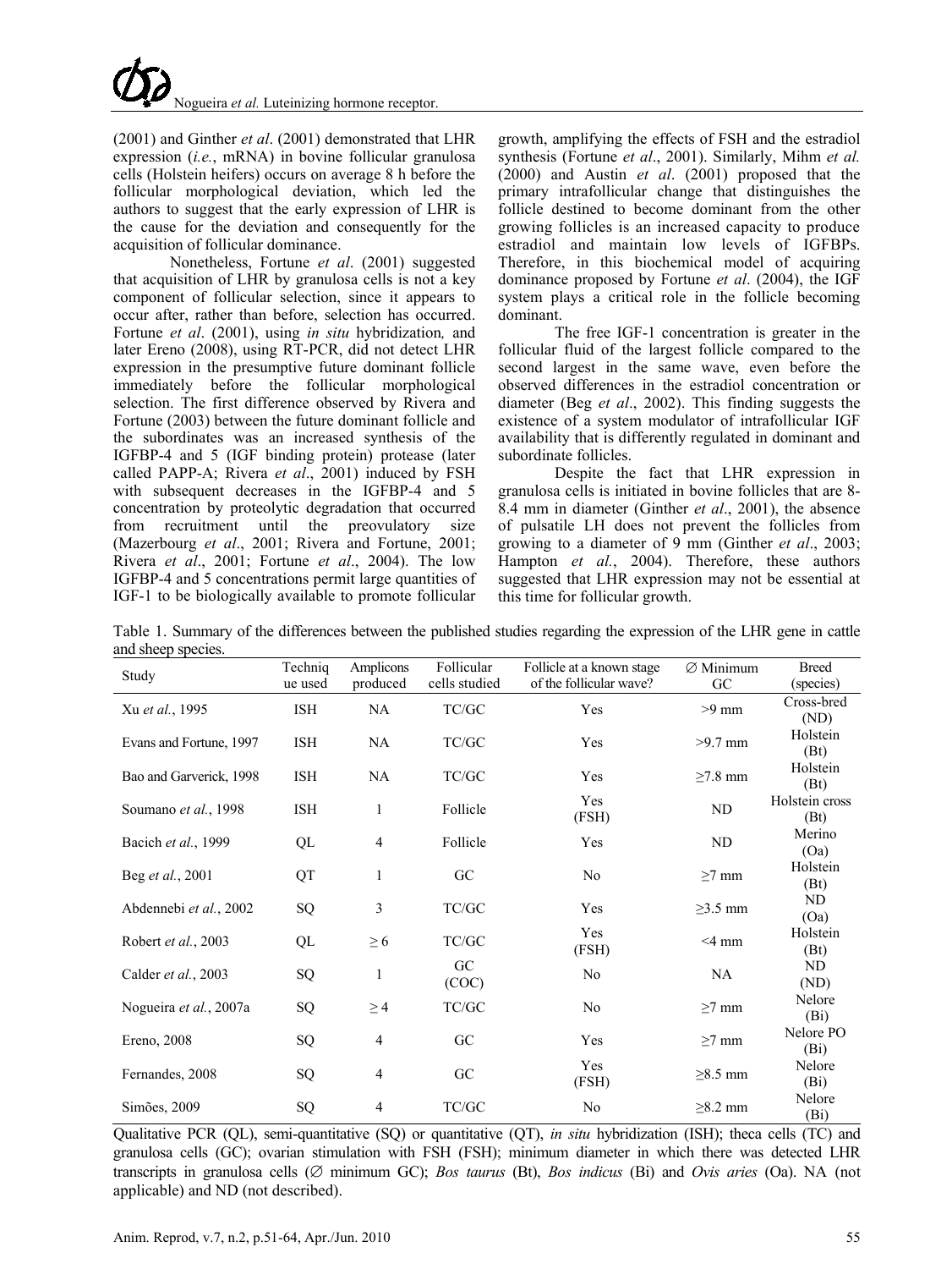(2001) and Ginther *et al*. (2001) demonstrated that LHR expression (*i.e.*, mRNA) in bovine follicular granulosa cells (Holstein heifers) occurs on average 8 h before the follicular morphological deviation, which led the authors to suggest that the early expression of LHR is the cause for the deviation and consequently for the acquisition of follicular dominance.

Nonetheless, Fortune *et al*. (2001) suggested that acquisition of LHR by granulosa cells is not a key component of follicular selection, since it appears to occur after, rather than before, selection has occurred. Fortune *et al*. (2001), using *in situ* hybridization*,* and later Ereno (2008), using RT-PCR, did not detect LHR expression in the presumptive future dominant follicle immediately before the follicular morphological selection. The first difference observed by Rivera and Fortune (2003) between the future dominant follicle and the subordinates was an increased synthesis of the IGFBP-4 and 5 (IGF binding protein) protease (later called PAPP-A; Rivera *et al*., 2001) induced by FSH with subsequent decreases in the IGFBP-4 and 5 concentration by proteolytic degradation that occurred from recruitment until the preovulatory size (Mazerbourg *et al*., 2001; Rivera and Fortune, 2001; Rivera *et al*., 2001; Fortune *et al*., 2004). The low IGFBP-4 and 5 concentrations permit large quantities of IGF-1 to be biologically available to promote follicular growth, amplifying the effects of FSH and the estradiol synthesis (Fortune *et al*., 2001). Similarly, Mihm *et al.* (2000) and Austin *et al*. (2001) proposed that the primary intrafollicular change that distinguishes the follicle destined to become dominant from the other growing follicles is an increased capacity to produce estradiol and maintain low levels of IGFBPs. Therefore, in this biochemical model of acquiring dominance proposed by Fortune *et al*. (2004), the IGF system plays a critical role in the follicle becoming dominant.

The free IGF-1 concentration is greater in the follicular fluid of the largest follicle compared to the second largest in the same wave, even before the observed differences in the estradiol concentration or diameter (Beg *et al*., 2002). This finding suggests the existence of a system modulator of intrafollicular IGF availability that is differently regulated in dominant and subordinate follicles.

Despite the fact that LHR expression in granulosa cells is initiated in bovine follicles that are 8-8.4 mm in diameter (Ginther *et al*., 2001), the absence of pulsatile LH does not prevent the follicles from growing to a diameter of 9 mm (Ginther *et al*., 2003; Hampton *et al.*, 2004). Therefore, these authors suggested that LHR expression may not be essential at this time for follicular growth.

Table 1. Summary of the differences between the published studies regarding the expression of the LHR gene in cattle and sheep species.

| Study | Technique used | Amplicons produced | Follicular cells studied | Follicle at a known stage of the follicular wave? | ∅ Minimum GC | Breed (species) |
|---|---|---|---|---|---|---|
| Xu *et al.*, 1995 | ISH | NA | TC/GC | Yes | >9 mm | Cross-bred (ND) |
| Evans and Fortune, 1997 | ISH | NA | TC/GC | Yes | >9.7 mm | Holstein (Bt) |
| Bao and Garverick, 1998 | ISH | NA | TC/GC | Yes | ≥7.8 mm | Holstein (Bt) |
| Soumano *et al.*, 1998 | ISH | 1 | Follicle | Yes (FSH) | ND | Holstein cross (Bt) |
| Bacich *et al.*, 1999 | QL | 4 | Follicle | Yes | ND | Merino (Oa) |
| Beg *et al.*, 2001 | QT | 1 | GC | No | ≥7 mm | Holstein (Bt) |
| Abdennebi *et al.*, 2002 | SQ | 3 | TC/GC | Yes | ≥3.5 mm | ND (Oa) |
| Robert *et al.*, 2003 | QL | ≥ 6 | TC/GC | Yes (FSH) | <4 mm | Holstein (Bt) |
| Calder *et al.*, 2003 | SQ | 1 | GC (COC) | No | NA | ND (ND) |
| Nogueira *et al.*, 2007a | SQ | ≥ 4 | TC/GC | No | ≥7 mm | Nelore (Bi) |
| Ereno, 2008 | SQ | 4 | GC | Yes | ≥7 mm | Nelore PO (Bi) |
| Fernandes, 2008 | SQ | 4 | GC | Yes (FSH) | ≥8.5 mm | Nelore (Bi) |
| Simões, 2009 | SQ | 4 | TC/GC | No | ≥8.2 mm | Nelore (Bi) |

Qualitative PCR (QL), semi-quantitative (SQ) or quantitative (QT), *in situ* hybridization (ISH); theca cells (TC) and granulosa cells (GC); ovarian stimulation with FSH (FSH); minimum diameter in which there was detected LHR transcripts in granulosa cells (∅ minimum GC); *Bos taurus* (Bt), *Bos indicus* (Bi) and *Ovis aries* (Oa). NA (not applicable) and ND (not described).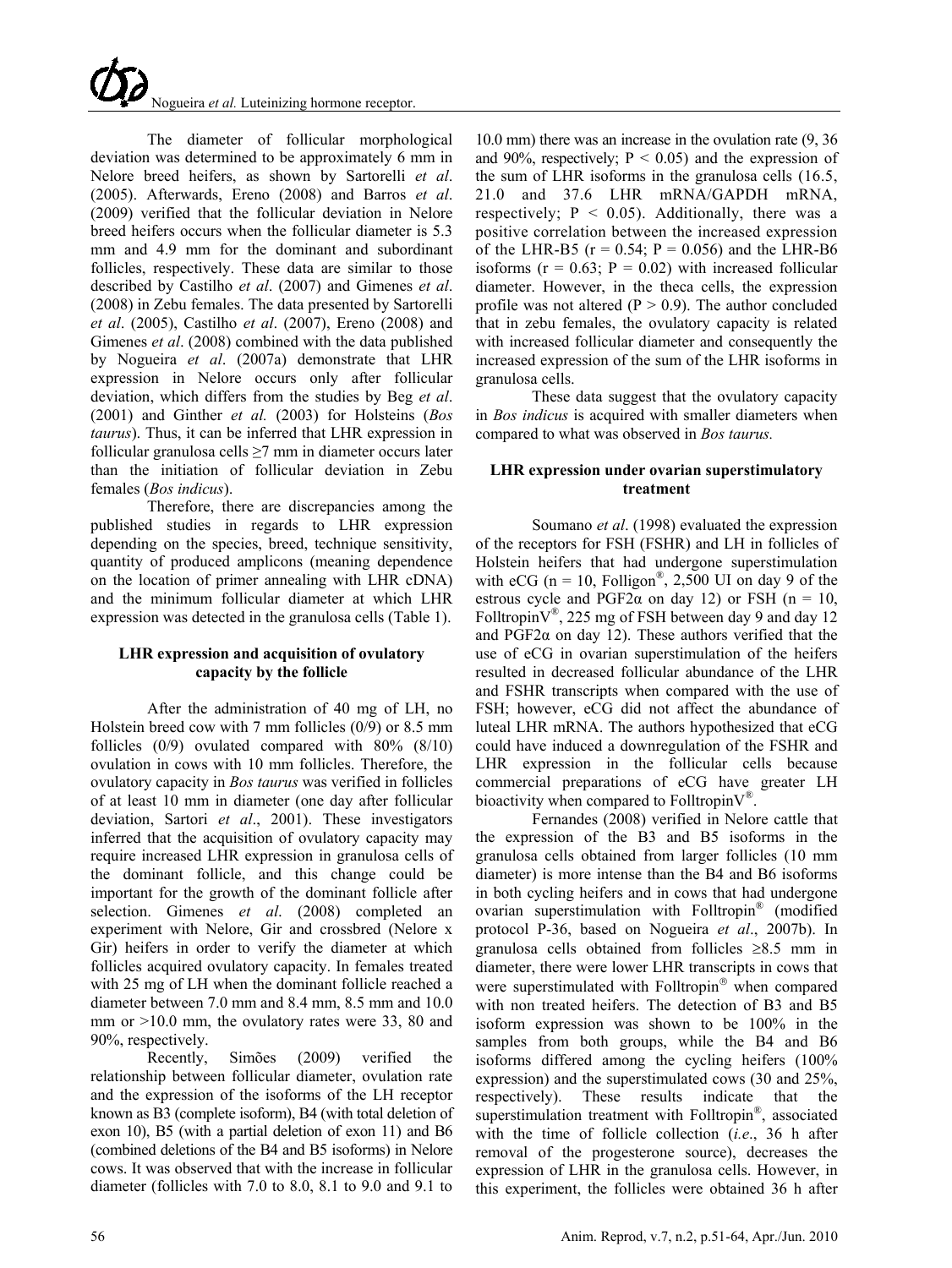The diameter of follicular morphological deviation was determined to be approximately 6 mm in Nelore breed heifers, as shown by Sartorelli *et al*. (2005). Afterwards, Ereno (2008) and Barros *et al*. (2009) verified that the follicular deviation in Nelore breed heifers occurs when the follicular diameter is 5.3 mm and 4.9 mm for the dominant and subordinant follicles, respectively. These data are similar to those described by Castilho *et al*. (2007) and Gimenes *et al*. (2008) in Zebu females. The data presented by Sartorelli *et al*. (2005), Castilho *et al*. (2007), Ereno (2008) and Gimenes *et al*. (2008) combined with the data published by Nogueira *et al*. (2007a) demonstrate that LHR expression in Nelore occurs only after follicular deviation, which differs from the studies by Beg *et al*. (2001) and Ginther *et al.* (2003) for Holsteins (*Bos taurus*). Thus, it can be inferred that LHR expression in follicular granulosa cells ≥7 mm in diameter occurs later than the initiation of follicular deviation in Zebu females (*Bos indicus*).

Therefore, there are discrepancies among the published studies in regards to LHR expression depending on the species, breed, technique sensitivity, quantity of produced amplicons (meaning dependence on the location of primer annealing with LHR cDNA) and the minimum follicular diameter at which LHR expression was detected in the granulosa cells (Table 1).

## LHR expression and acquisition of ovulatory capacity by the follicle

After the administration of 40 mg of LH, no Holstein breed cow with 7 mm follicles (0/9) or 8.5 mm follicles (0/9) ovulated compared with 80% (8/10) ovulation in cows with 10 mm follicles. Therefore, the ovulatory capacity in *Bos taurus* was verified in follicles of at least 10 mm in diameter (one day after follicular deviation, Sartori *et al*., 2001). These investigators inferred that the acquisition of ovulatory capacity may require increased LHR expression in granulosa cells of the dominant follicle, and this change could be important for the growth of the dominant follicle after selection. Gimenes *et al*. (2008) completed an experiment with Nelore, Gir and crossbred (Nelore x Gir) heifers in order to verify the diameter at which follicles acquired ovulatory capacity. In females treated with 25 mg of LH when the dominant follicle reached a diameter between 7.0 mm and 8.4 mm, 8.5 mm and 10.0 mm or >10.0 mm, the ovulatory rates were 33, 80 and 90%, respectively.

Recently, Simões (2009) verified the relationship between follicular diameter, ovulation rate and the expression of the isoforms of the LH receptor known as B3 (complete isoform), B4 (with total deletion of exon 10), B5 (with a partial deletion of exon 11) and B6 (combined deletions of the B4 and B5 isoforms) in Nelore cows. It was observed that with the increase in follicular diameter (follicles with 7.0 to 8.0, 8.1 to 9.0 and 9.1 to 10.0 mm) there was an increase in the ovulation rate (9, 36 and 90%, respectively; $P < 0.05$) and the expression of the sum of LHR isoforms in the granulosa cells (16.5, 21.0 and 37.6 LHR mRNA/GAPDH mRNA, respectively; $P < 0.05$). Additionally, there was a positive correlation between the increased expression of the LHR-B5 ($r = 0.54$; $P = 0.056$) and the LHR-B6 isoforms ($r = 0.63$; $P = 0.02$) with increased follicular diameter. However, in the theca cells, the expression profile was not altered ($P > 0.9$). The author concluded that in zebu females, the ovulatory capacity is related with increased follicular diameter and consequently the increased expression of the sum of the LHR isoforms in granulosa cells.

These data suggest that the ovulatory capacity in *Bos indicus* is acquired with smaller diameters when compared to what was observed in *Bos taurus.*

## LHR expression under ovarian superstimulatory treatment

Soumano *et al*. (1998) evaluated the expression of the receptors for FSH (FSHR) and LH in follicles of Holstein heifers that had undergone superstimulation with eCG (n = 10, Folligon®, 2,500 UI on day 9 of the estrous cycle and PGF2α on day 12) or FSH (n = 10, FolltropinV®, 225 mg of FSH between day 9 and day 12 and PGF2α on day 12). These authors verified that the use of eCG in ovarian superstimulation of the heifers resulted in decreased follicular abundance of the LHR and FSHR transcripts when compared with the use of FSH; however, eCG did not affect the abundance of luteal LHR mRNA. The authors hypothesized that eCG could have induced a downregulation of the FSHR and LHR expression in the follicular cells because commercial preparations of eCG have greater LH bioactivity when compared to FolltropinV®.

Fernandes (2008) verified in Nelore cattle that the expression of the B3 and B5 isoforms in the granulosa cells obtained from larger follicles (10 mm diameter) is more intense than the B4 and B6 isoforms in both cycling heifers and in cows that had undergone ovarian superstimulation with Folltropin® (modified protocol P-36, based on Nogueira *et al*., 2007b). In granulosa cells obtained from follicles ≥8.5 mm in diameter, there were lower LHR transcripts in cows that were superstimulated with Folltropin® when compared with non treated heifers. The detection of B3 and B5 isoform expression was shown to be 100% in the samples from both groups, while the B4 and B6 isoforms differed among the cycling heifers (100% expression) and the superstimulated cows (30 and 25%, respectively). These results indicate that the superstimulation treatment with Folltropin®, associated with the time of follicle collection (*i.e.*, 36 h after removal of the progesterone source), decreases the expression of LHR in the granulosa cells. However, in this experiment, the follicles were obtained 36 h after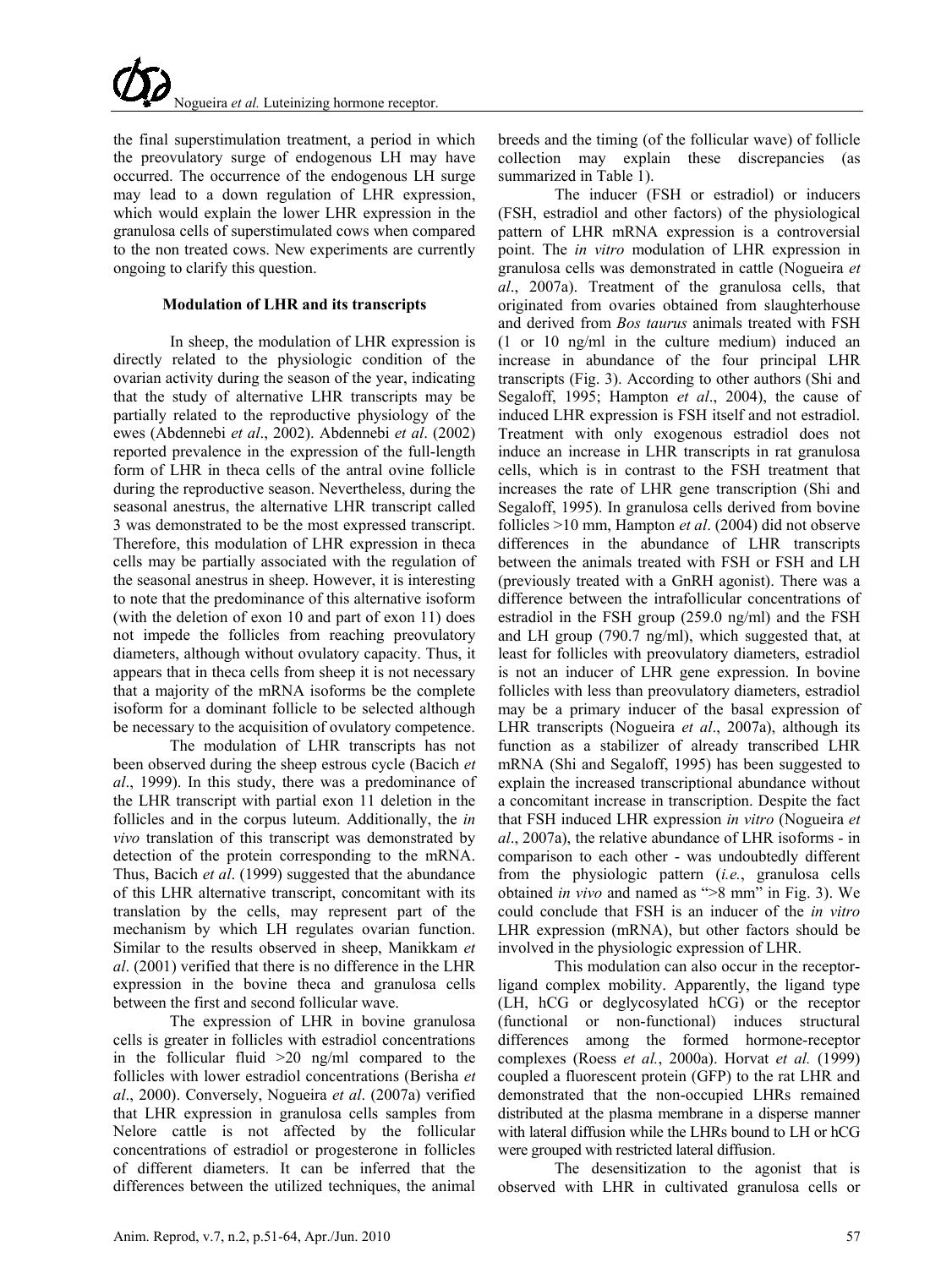the final superstimulation treatment, a period in which the preovulatory surge of endogenous LH may have occurred. The occurrence of the endogenous LH surge may lead to a down regulation of LHR expression, which would explain the lower LHR expression in the granulosa cells of superstimulated cows when compared to the non treated cows. New experiments are currently ongoing to clarify this question.

## Modulation of LHR and its transcripts

In sheep, the modulation of LHR expression is directly related to the physiologic condition of the ovarian activity during the season of the year, indicating that the study of alternative LHR transcripts may be partially related to the reproductive physiology of the ewes (Abdennebi *et al*., 2002). Abdennebi *et al*. (2002) reported prevalence in the expression of the full-length form of LHR in theca cells of the antral ovine follicle during the reproductive season. Nevertheless, during the seasonal anestrus, the alternative LHR transcript called 3 was demonstrated to be the most expressed transcript. Therefore, this modulation of LHR expression in theca cells may be partially associated with the regulation of the seasonal anestrus in sheep. However, it is interesting to note that the predominance of this alternative isoform (with the deletion of exon 10 and part of exon 11) does not impede the follicles from reaching preovulatory diameters, although without ovulatory capacity. Thus, it appears that in theca cells from sheep it is not necessary that a majority of the mRNA isoforms be the complete isoform for a dominant follicle to be selected although be necessary to the acquisition of ovulatory competence.

The modulation of LHR transcripts has not been observed during the sheep estrous cycle (Bacich *et al*., 1999). In this study, there was a predominance of the LHR transcript with partial exon 11 deletion in the follicles and in the corpus luteum. Additionally, the *in vivo* translation of this transcript was demonstrated by detection of the protein corresponding to the mRNA. Thus, Bacich *et al*. (1999) suggested that the abundance of this LHR alternative transcript, concomitant with its translation by the cells, may represent part of the mechanism by which LH regulates ovarian function. Similar to the results observed in sheep, Manikkam *et al*. (2001) verified that there is no difference in the LHR expression in the bovine theca and granulosa cells between the first and second follicular wave.

The expression of LHR in bovine granulosa cells is greater in follicles with estradiol concentrations in the follicular fluid >20 ng/ml compared to the follicles with lower estradiol concentrations (Berisha *et al*., 2000). Conversely, Nogueira *et al*. (2007a) verified that LHR expression in granulosa cells samples from Nelore cattle is not affected by the follicular concentrations of estradiol or progesterone in follicles of different diameters. It can be inferred that the differences between the utilized techniques, the animal breeds and the timing (of the follicular wave) of follicle collection may explain these discrepancies (as summarized in Table 1).

The inducer (FSH or estradiol) or inducers (FSH, estradiol and other factors) of the physiological pattern of LHR mRNA expression is a controversial point. The *in vitro* modulation of LHR expression in granulosa cells was demonstrated in cattle (Nogueira *et al*., 2007a). Treatment of the granulosa cells, that originated from ovaries obtained from slaughterhouse and derived from *Bos taurus* animals treated with FSH (1 or 10 ng/ml in the culture medium) induced an increase in abundance of the four principal LHR transcripts (Fig. 3). According to other authors (Shi and Segaloff, 1995; Hampton *et al*., 2004), the cause of induced LHR expression is FSH itself and not estradiol. Treatment with only exogenous estradiol does not induce an increase in LHR transcripts in rat granulosa cells, which is in contrast to the FSH treatment that increases the rate of LHR gene transcription (Shi and Segaloff, 1995). In granulosa cells derived from bovine follicles >10 mm, Hampton *et al*. (2004) did not observe differences in the abundance of LHR transcripts between the animals treated with FSH or FSH and LH (previously treated with a GnRH agonist). There was a difference between the intrafollicular concentrations of estradiol in the FSH group (259.0 ng/ml) and the FSH and LH group (790.7 ng/ml), which suggested that, at least for follicles with preovulatory diameters, estradiol is not an inducer of LHR gene expression. In bovine follicles with less than preovulatory diameters, estradiol may be a primary inducer of the basal expression of LHR transcripts (Nogueira *et al*., 2007a), although its function as a stabilizer of already transcribed LHR mRNA (Shi and Segaloff, 1995) has been suggested to explain the increased transcriptional abundance without a concomitant increase in transcription. Despite the fact that FSH induced LHR expression *in vitro* (Nogueira *et al*., 2007a), the relative abundance of LHR isoforms - in comparison to each other - was undoubtedly different from the physiologic pattern (*i.e.*, granulosa cells obtained *in vivo* and named as ">8 mm" in Fig. 3). We could conclude that FSH is an inducer of the *in vitro* LHR expression (mRNA), but other factors should be involved in the physiologic expression of LHR.

This modulation can also occur in the receptor-ligand complex mobility. Apparently, the ligand type (LH, hCG or deglycosylated hCG) or the receptor (functional or non-functional) induces structural differences among the formed hormone-receptor complexes (Roess *et al.*, 2000a). Horvat *et al.* (1999) coupled a fluorescent protein (GFP) to the rat LHR and demonstrated that the non-occupied LHRs remained distributed at the plasma membrane in a disperse manner with lateral diffusion while the LHRs bound to LH or hCG were grouped with restricted lateral diffusion.

The desensitization to the agonist that is observed with LHR in cultivated granulosa cells or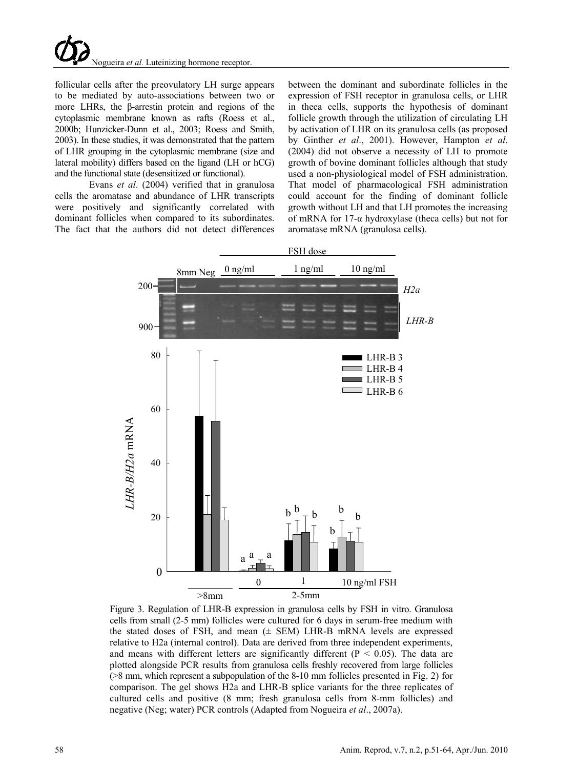follicular cells after the preovulatory LH surge appears to be mediated by auto-associations between two or more LHRs, the β-arrestin protein and regions of the cytoplasmic membrane known as rafts (Roess et al., 2000b; Hunzicker-Dunn et al., 2003; Roess and Smith, 2003). In these studies, it was demonstrated that the pattern of LHR grouping in the cytoplasmic membrane (size and lateral mobility) differs based on the ligand (LH or hCG) and the functional state (desensitized or functional).

Evans *et al*. (2004) verified that in granulosa cells the aromatase and abundance of LHR transcripts were positively and significantly correlated with dominant follicles when compared to its subordinates. The fact that the authors did not detect differences between the dominant and subordinate follicles in the expression of FSH receptor in granulosa cells, or LHR in theca cells, supports the hypothesis of dominant follicle growth through the utilization of circulating LH by activation of LHR on its granulosa cells (as proposed by Ginther *et al*., 2001). However, Hampton *et al*. (2004) did not observe a necessity of LH to promote growth of bovine dominant follicles although that study used a non-physiological model of FSH administration. That model of pharmacological FSH administration could account for the finding of dominant follicle growth without LH and that LH promotes the increasing of mRNA for 17-α hydroxylase (theca cells) but not for aromatase mRNA (granulosa cells).

Figure 3. Regulation of LHR-B expression in granulosa cells by FSH in vitro. Granulosa cells from small (2-5 mm) follicles were cultured for 6 days in serum-free medium with the stated doses of FSH, and mean (± SEM) LHR-B mRNA levels are expressed relative to H2a (internal control). Data are derived from three independent experiments, and means with different letters are significantly different ($P < 0.05$). The data are plotted alongside PCR results from granulosa cells freshly recovered from large follicles (>8 mm, which represent a subpopulation of the 8-10 mm follicles presented in Fig. 2) for comparison. The gel shows H2a and LHR-B splice variants for the three replicates of cultured cells and positive (8 mm; fresh granulosa cells from 8-mm follicles) and negative (Neg; water) PCR controls (Adapted from Nogueira *et al*., 2007a).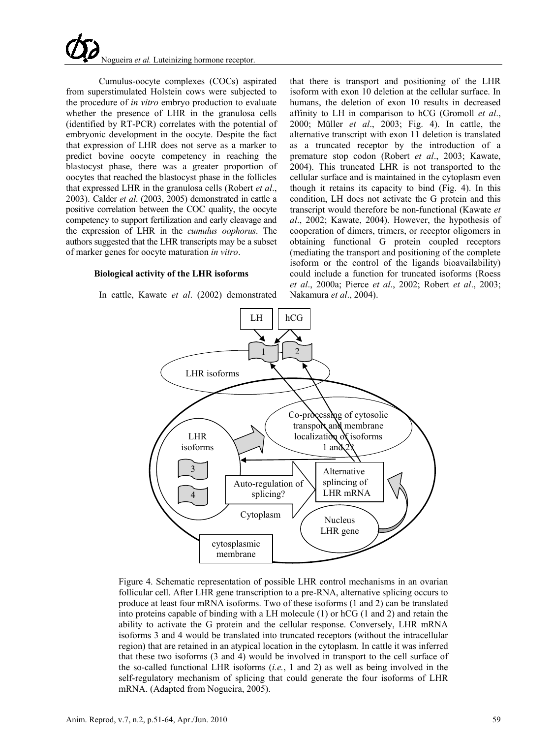Cumulus-oocyte complexes (COCs) aspirated from superstimulated Holstein cows were subjected to the procedure of *in vitro* embryo production to evaluate whether the presence of LHR in the granulosa cells (identified by RT-PCR) correlates with the potential of embryonic development in the oocyte. Despite the fact that expression of LHR does not serve as a marker to predict bovine oocyte competency in reaching the blastocyst phase, there was a greater proportion of oocytes that reached the blastocyst phase in the follicles that expressed LHR in the granulosa cells (Robert *et al*., 2003). Calder *et al*. (2003, 2005) demonstrated in cattle a positive correlation between the COC quality, the oocyte competency to support fertilization and early cleavage and the expression of LHR in the *cumulus oophorus*. The authors suggested that the LHR transcripts may be a subset of marker genes for oocyte maturation *in vitro*.

### Biological activity of the LHR isoforms

In cattle, Kawate *et al*. (2002) demonstrated that there is transport and positioning of the LHR isoform with exon 10 deletion at the cellular surface. In humans, the deletion of exon 10 results in decreased affinity to LH in comparison to hCG (Gromoll *et al*., 2000; Müller *et al*., 2003; Fig. 4). In cattle, the alternative transcript with exon 11 deletion is translated as a truncated receptor by the introduction of a premature stop codon (Robert *et al*., 2003; Kawate, 2004). This truncated LHR is not transported to the cellular surface and is maintained in the cytoplasm even though it retains its capacity to bind (Fig. 4). In this condition, LH does not activate the G protein and this transcript would therefore be non-functional (Kawate *et al*., 2002; Kawate, 2004). However, the hypothesis of cooperation of dimers, trimers, or receptor oligomers in obtaining functional G protein coupled receptors (mediating the transport and positioning of the complete isoform or the control of the ligands bioavailability) could include a function for truncated isoforms (Roess *et al*., 2000a; Pierce *et al*., 2002; Robert *et al*., 2003; Nakamura *et al*., 2004).

Figure 4. Schematic representation of possible LHR control mechanisms in an ovarian follicular cell. After LHR gene transcription to a pre-RNA, alternative splicing occurs to produce at least four mRNA isoforms. Two of these isoforms (1 and 2) can be translated into proteins capable of binding with a LH molecule (1) or hCG (1 and 2) and retain the ability to activate the G protein and the cellular response. Conversely, LHR mRNA isoforms 3 and 4 would be translated into truncated receptors (without the intracellular region) that are retained in an atypical location in the cytoplasm. In cattle it was inferred that these two isoforms (3 and 4) would be involved in transport to the cell surface of the so-called functional LHR isoforms (*i.e.*, 1 and 2) as well as being involved in the self-regulatory mechanism of splicing that could generate the four isoforms of LHR mRNA. (Adapted from Nogueira, 2005).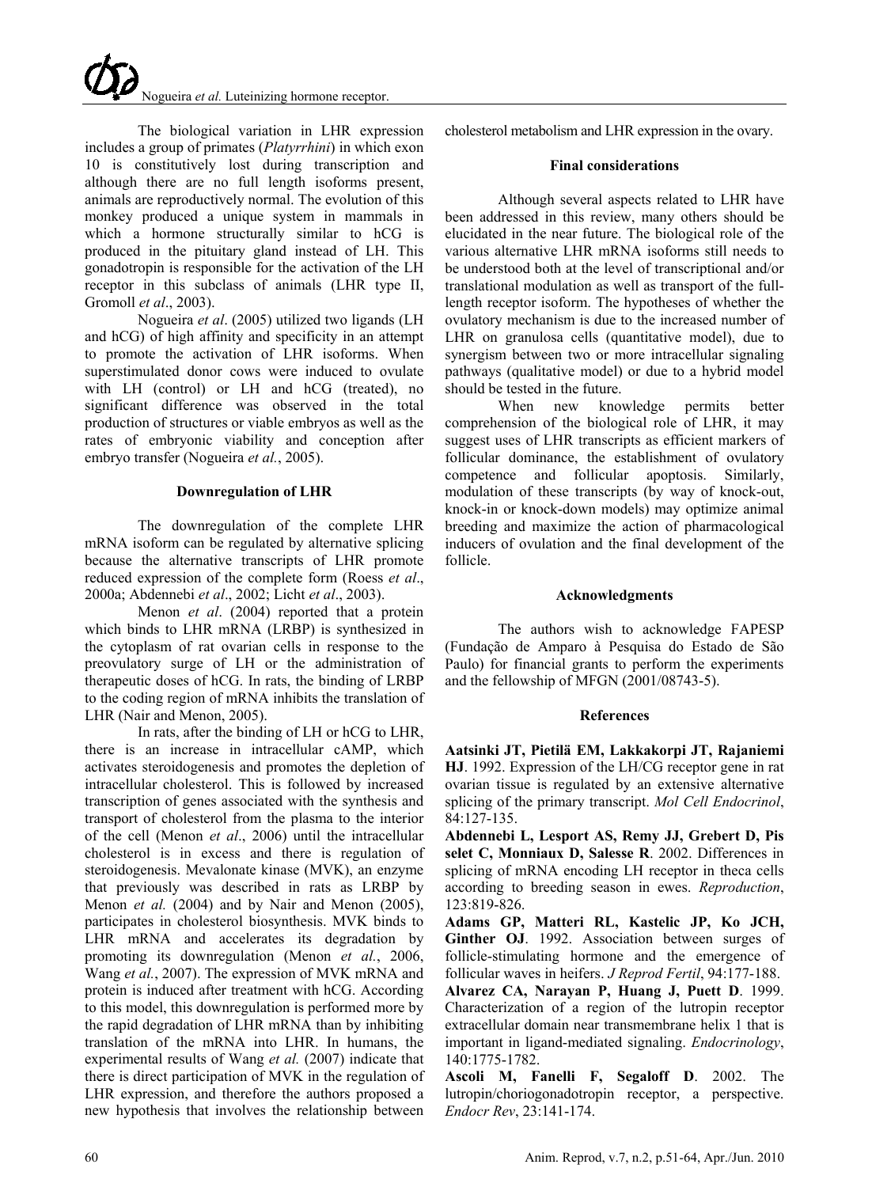The biological variation in LHR expression includes a group of primates (*Platyrrhini*) in which exon 10 is constitutively lost during transcription and although there are no full length isoforms present, animals are reproductively normal. The evolution of this monkey produced a unique system in mammals in which a hormone structurally similar to hCG is produced in the pituitary gland instead of LH. This gonadotropin is responsible for the activation of the LH receptor in this subclass of animals (LHR type II, Gromoll *et al*., 2003).

Nogueira *et al*. (2005) utilized two ligands (LH and hCG) of high affinity and specificity in an attempt to promote the activation of LHR isoforms. When superstimulated donor cows were induced to ovulate with LH (control) or LH and hCG (treated), no significant difference was observed in the total production of structures or viable embryos as well as the rates of embryonic viability and conception after embryo transfer (Nogueira *et al.*, 2005).

### Downregulation of LHR

The downregulation of the complete LHR mRNA isoform can be regulated by alternative splicing because the alternative transcripts of LHR promote reduced expression of the complete form (Roess *et al*., 2000a; Abdennebi *et al*., 2002; Licht *et al*., 2003).

Menon *et al*. (2004) reported that a protein which binds to LHR mRNA (LRBP) is synthesized in the cytoplasm of rat ovarian cells in response to the preovulatory surge of LH or the administration of therapeutic doses of hCG. In rats, the binding of LRBP to the coding region of mRNA inhibits the translation of LHR (Nair and Menon, 2005).

In rats, after the binding of LH or hCG to LHR, there is an increase in intracellular cAMP, which activates steroidogenesis and promotes the depletion of intracellular cholesterol. This is followed by increased transcription of genes associated with the synthesis and transport of cholesterol from the plasma to the interior of the cell (Menon *et al*., 2006) until the intracellular cholesterol is in excess and there is regulation of steroidogenesis. Mevalonate kinase (MVK), an enzyme that previously was described in rats as LRBP by Menon *et al.* (2004) and by Nair and Menon (2005), participates in cholesterol biosynthesis. MVK binds to LHR mRNA and accelerates its degradation by promoting its downregulation (Menon *et al.*, 2006, Wang *et al.*, 2007). The expression of MVK mRNA and protein is induced after treatment with hCG. According to this model, this downregulation is performed more by the rapid degradation of LHR mRNA than by inhibiting translation of the mRNA into LHR. In humans, the experimental results of Wang *et al.* (2007) indicate that there is direct participation of MVK in the regulation of LHR expression, and therefore the authors proposed a new hypothesis that involves the relationship between cholesterol metabolism and LHR expression in the ovary.

### Final considerations

Although several aspects related to LHR have been addressed in this review, many others should be elucidated in the near future. The biological role of the various alternative LHR mRNA isoforms still needs to be understood both at the level of transcriptional and/or translational modulation as well as transport of the full-length receptor isoform. The hypotheses of whether the ovulatory mechanism is due to the increased number of LHR on granulosa cells (quantitative model), due to synergism between two or more intracellular signaling pathways (qualitative model) or due to a hybrid model should be tested in the future.

When new knowledge permits better comprehension of the biological role of LHR, it may suggest uses of LHR transcripts as efficient markers of follicular dominance, the establishment of ovulatory competence and follicular apoptosis. Similarly, modulation of these transcripts (by way of knock-out, knock-in or knock-down models) may optimize animal breeding and maximize the action of pharmacological inducers of ovulation and the final development of the follicle.

### Acknowledgments

The authors wish to acknowledge FAPESP (Fundação de Amparo à Pesquisa do Estado de São Paulo) for financial grants to perform the experiments and the fellowship of MFGN (2001/08743-5).

### References

**Aatsinki JT, Pietilä EM, Lakkakorpi JT, Rajaniemi HJ**. 1992. Expression of the LH/CG receptor gene in rat ovarian tissue is regulated by an extensive alternative splicing of the primary transcript. *Mol Cell Endocrinol*, 84:127-135.

**Abdennebi L, Lesport AS, Remy JJ, Grebert D, Pis selet C, Monniaux D, Salesse R**. 2002. Differences in splicing of mRNA encoding LH receptor in theca cells according to breeding season in ewes. *Reproduction*, 123:819-826.

**Adams GP, Matteri RL, Kastelic JP, Ko JCH, Ginther OJ**. 1992. Association between surges of follicle-stimulating hormone and the emergence of follicular waves in heifers. *J Reprod Fertil*, 94:177-188.

**Alvarez CA, Narayan P, Huang J, Puett D**. 1999. Characterization of a region of the lutropin receptor extracellular domain near transmembrane helix 1 that is important in ligand-mediated signaling. *Endocrinology*, 140:1775-1782.

**Ascoli M, Fanelli F, Segaloff D**. 2002. The lutropin/choriogonadotropin receptor, a perspective. *Endocr Rev*, 23:141-174.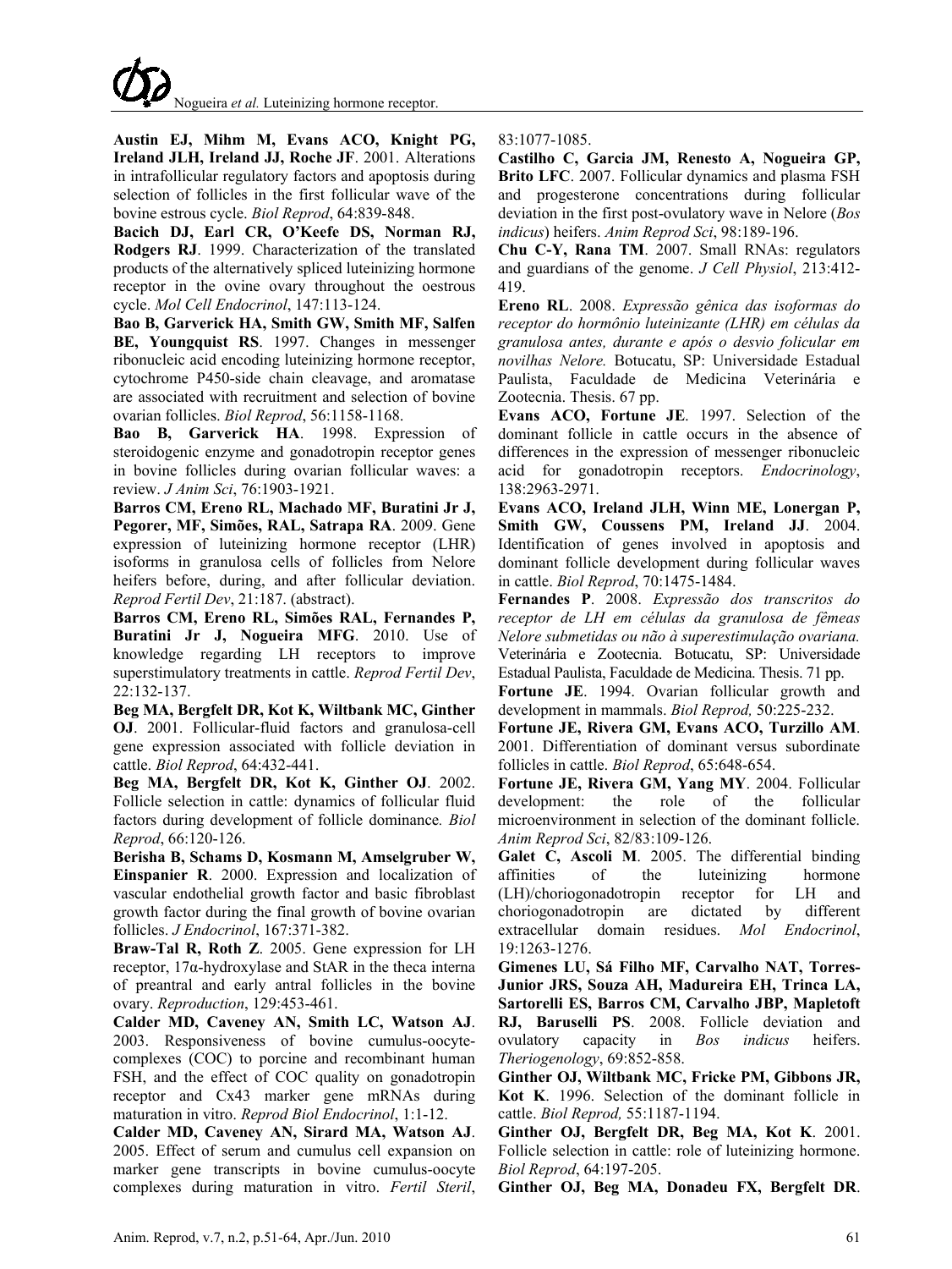**Austin EJ, Mihm M, Evans ACO, Knight PG, Ireland JLH, Ireland JJ, Roche JF**. 2001. Alterations in intrafollicular regulatory factors and apoptosis during selection of follicles in the first follicular wave of the bovine estrous cycle. *Biol Reprod*, 64:839-848.

**Bacich DJ, Earl CR, O'Keefe DS, Norman RJ, Rodgers RJ**. 1999. Characterization of the translated products of the alternatively spliced luteinizing hormone receptor in the ovine ovary throughout the oestrous cycle. *Mol Cell Endocrinol*, 147:113-124.

**Bao B, Garverick HA, Smith GW, Smith MF, Salfen BE, Youngquist RS**. 1997. Changes in messenger ribonucleic acid encoding luteinizing hormone receptor, cytochrome P450-side chain cleavage, and aromatase are associated with recruitment and selection of bovine ovarian follicles. *Biol Reprod*, 56:1158-1168.

**Bao B, Garverick HA**. 1998. Expression of steroidogenic enzyme and gonadotropin receptor genes in bovine follicles during ovarian follicular waves: a review. *J Anim Sci*, 76:1903-1921.

**Barros CM, Ereno RL, Machado MF, Buratini Jr J, Pegorer, MF, Simões, RAL, Satrapa RA**. 2009. Gene expression of luteinizing hormone receptor (LHR) isoforms in granulosa cells of follicles from Nelore heifers before, during, and after follicular deviation. *Reprod Fertil Dev*, 21:187. (abstract).

**Barros CM, Ereno RL, Simões RAL, Fernandes P, Buratini Jr J, Nogueira MFG**. 2010. Use of knowledge regarding LH receptors to improve superstimulatory treatments in cattle. *Reprod Fertil Dev*, 22:132-137.

**Beg MA, Bergfelt DR, Kot K, Wiltbank MC, Ginther OJ**. 2001. Follicular-fluid factors and granulosa-cell gene expression associated with follicle deviation in cattle. *Biol Reprod*, 64:432-441.

**Beg MA, Bergfelt DR, Kot K, Ginther OJ**. 2002. Follicle selection in cattle: dynamics of follicular fluid factors during development of follicle dominance. *Biol Reprod*, 66:120-126.

**Berisha B, Schams D, Kosmann M, Amselgruber W, Einspanier R**. 2000. Expression and localization of vascular endothelial growth factor and basic fibroblast growth factor during the final growth of bovine ovarian follicles. *J Endocrinol*, 167:371-382.

**Braw-Tal R, Roth Z**. 2005. Gene expression for LH receptor, 17α-hydroxylase and StAR in the theca interna of preantral and early antral follicles in the bovine ovary. *Reproduction*, 129:453-461.

**Calder MD, Caveney AN, Smith LC, Watson AJ**. 2003. Responsiveness of bovine cumulus-oocyte-complexes (COC) to porcine and recombinant human FSH, and the effect of COC quality on gonadotropin receptor and Cx43 marker gene mRNAs during maturation in vitro. *Reprod Biol Endocrinol*, 1:1-12.

**Calder MD, Caveney AN, Sirard MA, Watson AJ**. 2005. Effect of serum and cumulus cell expansion on marker gene transcripts in bovine cumulus-oocyte complexes during maturation in vitro. *Fertil Steril*, 83:1077-1085.

**Castilho C, Garcia JM, Renesto A, Nogueira GP, Brito LFC**. 2007. Follicular dynamics and plasma FSH and progesterone concentrations during follicular deviation in the first post-ovulatory wave in Nelore (*Bos indicus*) heifers. *Anim Reprod Sci*, 98:189-196.

**Chu C-Y, Rana TM**. 2007. Small RNAs: regulators and guardians of the genome. *J Cell Physiol*, 213:412-419.

**Ereno RL**. 2008. *Expressão gênica das isoformas do receptor do hormônio luteinizante (LHR) em células da granulosa antes, durante e após o desvio folicular em novilhas Nelore.* Botucatu, SP: Universidade Estadual Paulista, Faculdade de Medicina Veterinária e Zootecnia. Thesis. 67 pp.

**Evans ACO, Fortune JE**. 1997. Selection of the dominant follicle in cattle occurs in the absence of differences in the expression of messenger ribonucleic acid for gonadotropin receptors. *Endocrinology*, 138:2963-2971.

**Evans ACO, Ireland JLH, Winn ME, Lonergan P, Smith GW, Coussens PM, Ireland JJ**. 2004. Identification of genes involved in apoptosis and dominant follicle development during follicular waves in cattle. *Biol Reprod*, 70:1475-1484.

**Fernandes P**. 2008. *Expressão dos transcritos do receptor de LH em células da granulosa de fêmeas Nelore submetidas ou não à superestimulação ovariana.* Veterinária e Zootecnia. Botucatu, SP: Universidade Estadual Paulista, Faculdade de Medicina. Thesis. 71 pp.

**Fortune JE**. 1994. Ovarian follicular growth and development in mammals. *Biol Reprod,* 50:225-232.

**Fortune JE, Rivera GM, Evans ACO, Turzillo AM**. 2001. Differentiation of dominant versus subordinate follicles in cattle. *Biol Reprod*, 65:648-654.

**Fortune JE, Rivera GM, Yang MY**. 2004. Follicular development: the role of the follicular microenvironment in selection of the dominant follicle. *Anim Reprod Sci*, 82/83:109-126.

**Galet C, Ascoli M**. 2005. The differential binding affinities of the luteinizing hormone (LH)/choriogonadotropin receptor for LH and choriogonadotropin are dictated by different extracellular domain residues. *Mol Endocrinol*, 19:1263-1276.

**Gimenes LU, Sá Filho MF, Carvalho NAT, Torres-Junior JRS, Souza AH, Madureira EH, Trinca LA, Sartorelli ES, Barros CM, Carvalho JBP, Mapletoft RJ, Baruselli PS**. 2008. Follicle deviation and ovulatory capacity in *Bos indicus* heifers. *Theriogenology*, 69:852-858.

**Ginther OJ, Wiltbank MC, Fricke PM, Gibbons JR, Kot K**. 1996. Selection of the dominant follicle in cattle. *Biol Reprod,* 55:1187-1194.

**Ginther OJ, Bergfelt DR, Beg MA, Kot K**. 2001. Follicle selection in cattle: role of luteinizing hormone. *Biol Reprod*, 64:197-205.

**Ginther OJ, Beg MA, Donadeu FX, Bergfelt DR**.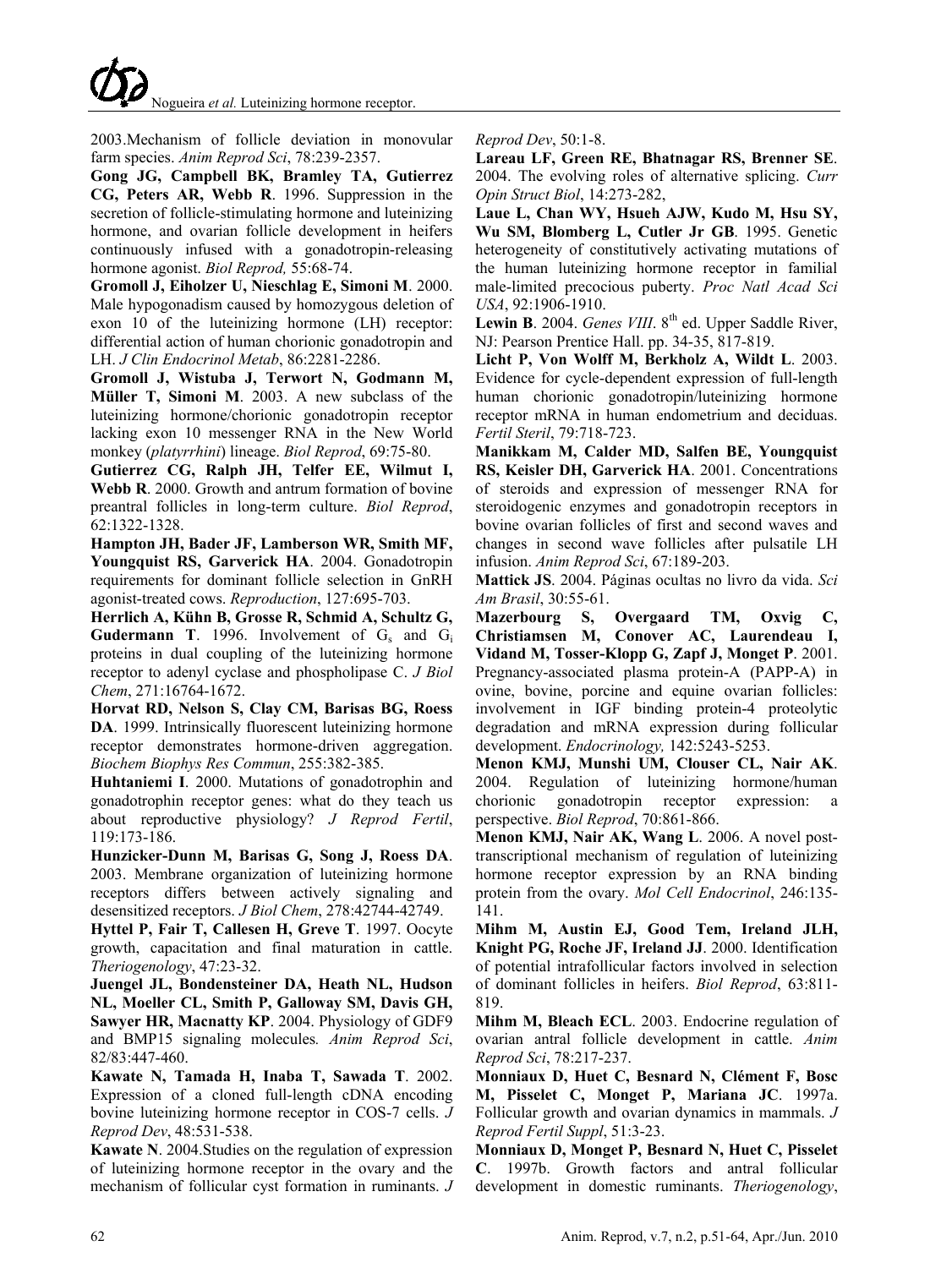2003.Mechanism of follicle deviation in monovular farm species. *Anim Reprod Sci*, 78:239-2357.

**Gong JG, Campbell BK, Bramley TA, Gutierrez CG, Peters AR, Webb R**. 1996. Suppression in the secretion of follicle-stimulating hormone and luteinizing hormone, and ovarian follicle development in heifers continuously infused with a gonadotropin-releasing hormone agonist. *Biol Reprod,* 55:68-74.

**Gromoll J, Eiholzer U, Nieschlag E, Simoni M**. 2000. Male hypogonadism caused by homozygous deletion of exon 10 of the luteinizing hormone (LH) receptor: differential action of human chorionic gonadotropin and LH. *J Clin Endocrinol Metab*, 86:2281-2286.

**Gromoll J, Wistuba J, Terwort N, Godmann M, Müller T, Simoni M**. 2003. A new subclass of the luteinizing hormone/chorionic gonadotropin receptor lacking exon 10 messenger RNA in the New World monkey (*platyrrhini*) lineage. *Biol Reprod*, 69:75-80.

**Gutierrez CG, Ralph JH, Telfer EE, Wilmut I, Webb R**. 2000. Growth and antrum formation of bovine preantral follicles in long-term culture. *Biol Reprod*, 62:1322-1328.

**Hampton JH, Bader JF, Lamberson WR, Smith MF, Youngquist RS, Garverick HA**. 2004. Gonadotropin requirements for dominant follicle selection in GnRH agonist-treated cows. *Reproduction*, 127:695-703.

**Herrlich A, Kühn B, Grosse R, Schmid A, Schultz G, Gudermann T**. 1996. Involvement of $G_s$ and $G_i$ proteins in dual coupling of the luteinizing hormone receptor to adenyl cyclase and phospholipase C. *J Biol Chem*, 271:16764-1672.

**Horvat RD, Nelson S, Clay CM, Barisas BG, Roess DA**. 1999. Intrinsically fluorescent luteinizing hormone receptor demonstrates hormone-driven aggregation. *Biochem Biophys Res Commun*, 255:382-385.

**Huhtaniemi I**. 2000. Mutations of gonadotrophin and gonadotrophin receptor genes: what do they teach us about reproductive physiology? *J Reprod Fertil*, 119:173-186.

**Hunzicker-Dunn M, Barisas G, Song J, Roess DA**. 2003. Membrane organization of luteinizing hormone receptors differs between actively signaling and desensitized receptors. *J Biol Chem*, 278:42744-42749.

**Hyttel P, Fair T, Callesen H, Greve T**. 1997. Oocyte growth, capacitation and final maturation in cattle. *Theriogenology*, 47:23-32.

**Juengel JL, Bondensteiner DA, Heath NL, Hudson NL, Moeller CL, Smith P, Galloway SM, Davis GH, Sawyer HR, Macnatty KP**. 2004. Physiology of GDF9 and BMP15 signaling molecules*. Anim Reprod Sci*, 82/83:447-460.

**Kawate N, Tamada H, Inaba T, Sawada T**. 2002. Expression of a cloned full-length cDNA encoding bovine luteinizing hormone receptor in COS-7 cells. *J Reprod Dev*, 48:531-538.

**Kawate N**. 2004.Studies on the regulation of expression of luteinizing hormone receptor in the ovary and the mechanism of follicular cyst formation in ruminants. *J Reprod Dev*, 50:1-8.

**Lareau LF, Green RE, Bhatnagar RS, Brenner SE**. 2004. The evolving roles of alternative splicing. *Curr Opin Struct Biol*, 14:273-282,

**Laue L, Chan WY, Hsueh AJW, Kudo M, Hsu SY, Wu SM, Blomberg L, Cutler Jr GB**. 1995. Genetic heterogeneity of constitutively activating mutations of the human luteinizing hormone receptor in familial male-limited precocious puberty. *Proc Natl Acad Sci USA*, 92:1906-1910.

**Lewin B**. 2004. *Genes VIII*. 8th ed. Upper Saddle River, NJ: Pearson Prentice Hall. pp. 34-35, 817-819.

**Licht P, Von Wolff M, Berkholz A, Wildt L**. 2003. Evidence for cycle-dependent expression of full-length human chorionic gonadotropin/luteinizing hormone receptor mRNA in human endometrium and deciduas. *Fertil Steril*, 79:718-723.

**Manikkam M, Calder MD, Salfen BE, Youngquist RS, Keisler DH, Garverick HA**. 2001. Concentrations of steroids and expression of messenger RNA for steroidogenic enzymes and gonadotropin receptors in bovine ovarian follicles of first and second waves and changes in second wave follicles after pulsatile LH infusion. *Anim Reprod Sci*, 67:189-203.

**Mattick JS**. 2004. Páginas ocultas no livro da vida. *Sci Am Brasil*, 30:55-61.

**Mazerbourg S, Overgaard TM, Oxvig C, Christiamsen M, Conover AC, Laurendeau I, Vidand M, Tosser-Klopp G, Zapf J, Monget P**. 2001. Pregnancy-associated plasma protein-A (PAPP-A) in ovine, bovine, porcine and equine ovarian follicles: involvement in IGF binding protein-4 proteolytic degradation and mRNA expression during follicular development. *Endocrinology,* 142:5243-5253.

**Menon KMJ, Munshi UM, Clouser CL, Nair AK**. 2004. Regulation of luteinizing hormone/human chorionic gonadotropin receptor expression: a perspective. *Biol Reprod*, 70:861-866.

**Menon KMJ, Nair AK, Wang L**. 2006. A novel post-transcriptional mechanism of regulation of luteinizing hormone receptor expression by an RNA binding protein from the ovary. *Mol Cell Endocrinol*, 246:135-141.

**Mihm M, Austin EJ, Good Tem, Ireland JLH, Knight PG, Roche JF, Ireland JJ**. 2000. Identification of potential intrafollicular factors involved in selection of dominant follicles in heifers. *Biol Reprod*, 63:811-819.

**Mihm M, Bleach ECL**. 2003. Endocrine regulation of ovarian antral follicle development in cattle. *Anim Reprod Sci*, 78:217-237.

**Monniaux D, Huet C, Besnard N, Clément F, Bosc M, Pisselet C, Monget P, Mariana JC**. 1997a. Follicular growth and ovarian dynamics in mammals. *J Reprod Fertil Suppl*, 51:3-23.

**Monniaux D, Monget P, Besnard N, Huet C, Pisselet C**. 1997b. Growth factors and antral follicular development in domestic ruminants. *Theriogenology*,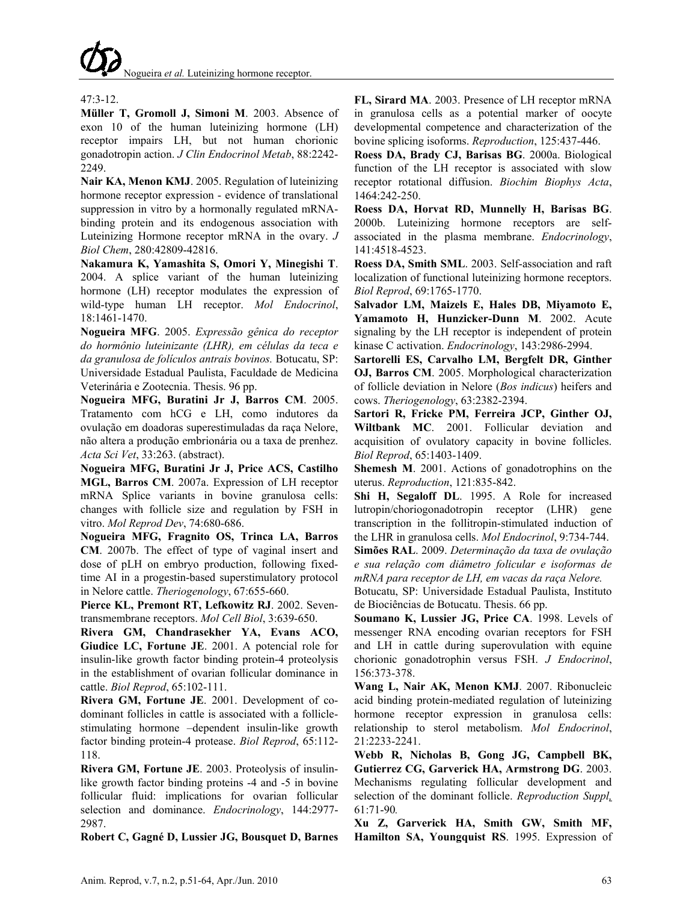47:3-12.

**Müller T, Gromoll J, Simoni M**. 2003. Absence of exon 10 of the human luteinizing hormone (LH) receptor impairs LH, but not human chorionic gonadotropin action. *J Clin Endocrinol Metab*, 88:2242-2249.

**Nair KA, Menon KMJ**. 2005. Regulation of luteinizing hormone receptor expression - evidence of translational suppression in vitro by a hormonally regulated mRNA-binding protein and its endogenous association with Luteinizing Hormone receptor mRNA in the ovary. *J Biol Chem*, 280:42809-42816.

**Nakamura K, Yamashita S, Omori Y, Minegishi T**. 2004. A splice variant of the human luteinizing hormone (LH) receptor modulates the expression of wild-type human LH receptor. *Mol Endocrinol*, 18:1461-1470.

**Nogueira MFG**. 2005. *Expressão gênica do receptor do hormônio luteinizante (LHR), em células da teca e da granulosa de folículos antrais bovinos*. Botucatu, SP: Universidade Estadual Paulista, Faculdade de Medicina Veterinária e Zootecnia. Thesis. 96 pp.

**Nogueira MFG, Buratini Jr J, Barros CM**. 2005. Tratamento com hCG e LH, como indutores da ovulação em doadoras superestimuladas da raça Nelore, não altera a produção embrionária ou a taxa de prenhez. *Acta Sci Vet*, 33:263. (abstract).

**Nogueira MFG, Buratini Jr J, Price ACS, Castilho MGL, Barros CM**. 2007a. Expression of LH receptor mRNA Splice variants in bovine granulosa cells: changes with follicle size and regulation by FSH in vitro. *Mol Reprod Dev*, 74:680-686.

**Nogueira MFG, Fragnito OS, Trinca LA, Barros CM**. 2007b. The effect of type of vaginal insert and dose of pLH on embryo production, following fixed-time AI in a progestin-based superstimulatory protocol in Nelore cattle. *Theriogenology*, 67:655-660.

**Pierce KL, Premont RT, Lefkowitz RJ**. 2002. Seven-transmembrane receptors. *Mol Cell Biol*, 3:639-650.

**Rivera GM, Chandrasekher YA, Evans ACO, Giudice LC, Fortune JE**. 2001. A potencial role for insulin-like growth factor binding protein-4 proteolysis in the establishment of ovarian follicular dominance in cattle. *Biol Reprod*, 65:102-111.

**Rivera GM, Fortune JE**. 2001. Development of co-dominant follicles in cattle is associated with a follicle-stimulating hormone –dependent insulin-like growth factor binding protein-4 protease. *Biol Reprod*, 65:112-118.

**Rivera GM, Fortune JE**. 2003. Proteolysis of insulin-like growth factor binding proteins -4 and -5 in bovine follicular fluid: implications for ovarian follicular selection and dominance. *Endocrinology*, 144:2977-2987.

**Robert C, Gagné D, Lussier JG, Bousquet D, Barnes FL, Sirard MA**. 2003. Presence of LH receptor mRNA in granulosa cells as a potential marker of oocyte developmental competence and characterization of the bovine splicing isoforms. *Reproduction*, 125:437-446.

**Roess DA, Brady CJ, Barisas BG**. 2000a. Biological function of the LH receptor is associated with slow receptor rotational diffusion. *Biochim Biophys Acta*, 1464:242-250.

**Roess DA, Horvat RD, Munnelly H, Barisas BG**. 2000b. Luteinizing hormone receptors are self-associated in the plasma membrane. *Endocrinology*, 141:4518-4523.

**Roess DA, Smith SML**. 2003. Self-association and raft localization of functional luteinizing hormone receptors. *Biol Reprod*, 69:1765-1770.

**Salvador LM, Maizels E, Hales DB, Miyamoto E, Yamamoto H, Hunzicker-Dunn M**. 2002. Acute signaling by the LH receptor is independent of protein kinase C activation. *Endocrinology*, 143:2986-2994.

**Sartorelli ES, Carvalho LM, Bergfelt DR, Ginther OJ, Barros CM**. 2005. Morphological characterization of follicle deviation in Nelore (*Bos indicus*) heifers and cows. *Theriogenology*, 63:2382-2394.

**Sartori R, Fricke PM, Ferreira JCP, Ginther OJ, Wiltbank MC**. 2001. Follicular deviation and acquisition of ovulatory capacity in bovine follicles. *Biol Reprod*, 65:1403-1409.

**Shemesh M**. 2001. Actions of gonadotrophins on the uterus. *Reproduction*, 121:835-842.

**Shi H, Segaloff DL**. 1995. A Role for increased lutropin/choriogonadotropin receptor (LHR) gene transcription in the follitropin-stimulated induction of the LHR in granulosa cells. *Mol Endocrinol*, 9:734-744.

**Simões RAL**. 2009. *Determinação da taxa de ovulação e sua relação com diâmetro folicular e isoformas de mRNA para receptor de LH, em vacas da raça Nelore.* Botucatu, SP: Universidade Estadual Paulista, Instituto de Biociências de Botucatu. Thesis. 66 pp.

**Soumano K, Lussier JG, Price CA**. 1998. Levels of messenger RNA encoding ovarian receptors for FSH and LH in cattle during superovulation with equine chorionic gonadotrophin versus FSH. *J Endocrinol*, 156:373-378.

**Wang L, Nair AK, Menon KMJ**. 2007. Ribonucleic acid binding protein-mediated regulation of luteinizing hormone receptor expression in granulosa cells: relationship to sterol metabolism. *Mol Endocrinol*, 21:2233-2241.

**Webb R, Nicholas B, Gong JG, Campbell BK, Gutierrez CG, Garverick HA, Armstrong DG**. 2003. Mechanisms regulating follicular development and selection of the dominant follicle. *Reproduction Suppl*, 61:71-90.

**Xu Z, Garverick HA, Smith GW, Smith MF, Hamilton SA, Youngquist RS**. 1995. Expression of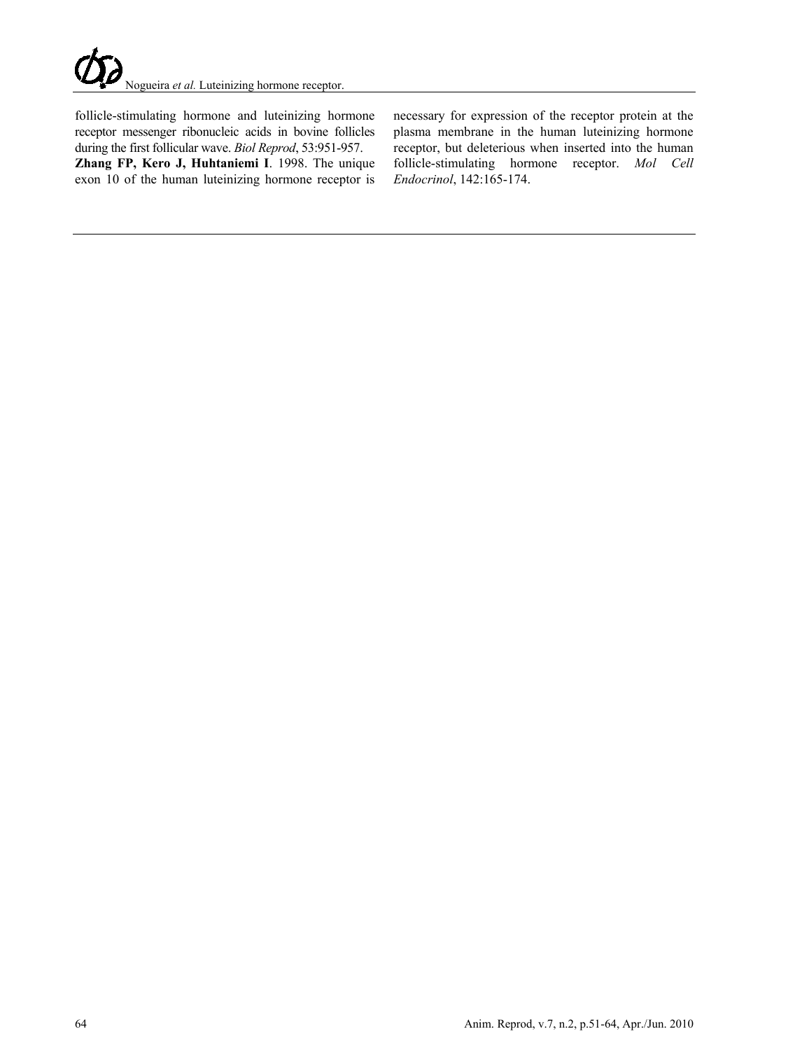follicle-stimulating hormone and luteinizing hormone receptor messenger ribonucleic acids in bovine follicles during the first follicular wave. *Biol Reprod*, 53:951-957.

**Zhang FP, Kero J, Huhtaniemi I**. 1998. The unique exon 10 of the human luteinizing hormone receptor is necessary for expression of the receptor protein at the plasma membrane in the human luteinizing hormone receptor, but deleterious when inserted into the human follicle-stimulating hormone receptor. *Mol Cell Endocrinol*, 142:165-174.